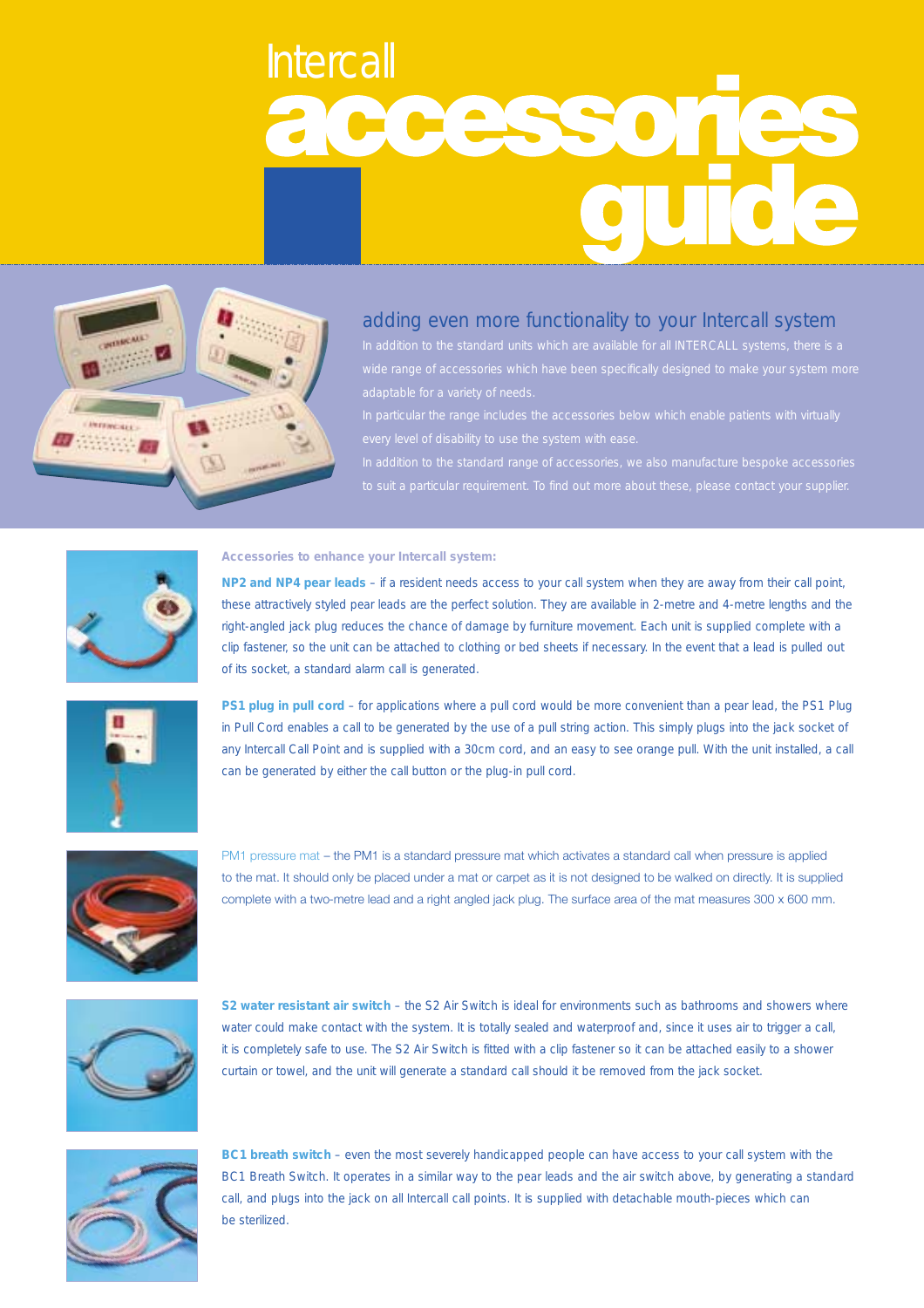# Intercall accessories guide

## adding even more functionality to your Intercall system

In addition to the standard units which are available for all INTERCALL systems, there is a wide range of accessories which have been specifically designed to make your system more adaptable for a variety of needs.

In particular the range includes the accessories below which enable patients with virtually every level of disability to use the system with ease.

In addition to the standard range of accessories, we also manufacture bespoke accessories to suit a particular requirement. To find out more about these, please contact your supplier.

**Accessories to enhance your Intercall system:**

**NP2 and NP4 pear leads** – if a resident needs access to your call system when they are away from their call point, these attractively styled pear leads are the perfect solution. They are available in 2-metre and 4-metre lengths and the right-angled jack plug reduces the chance of damage by furniture movement. Each unit is supplied complete with a clip fastener, so the unit can be attached to clothing or bed sheets if necessary. In the event that a lead is pulled out of its socket, a standard alarm call is generated.

**PS1 plug in pull cord** – for applications where a pull cord would be more convenient than a pear lead, the PS1 Plug in Pull Cord enables a call to be generated by the use of a pull string action. This simply plugs into the jack socket of any Intercall Call Point and is supplied with a 30cm cord, and an easy to see orange pull. With the unit installed, a call can be generated by either the call button or the plug-in pull cord.

PM1 pressure mat – the PM1 is a standard pressure mat which activates a standard call when pressure is applied to the mat. It should only be placed under a mat or carpet as it is not designed to be walked on directly. It is supplied complete with a two-metre lead and a right angled jack plug. The surface area of the mat measures 300 x 600 mm.

**S2 water resistant air switch** – the S2 Air Switch is ideal for environments such as bathrooms and showers where water could make contact with the system. It is totally sealed and waterproof and, since it uses air to trigger a call, it is completely safe to use. The S2 Air Switch is fitted with a clip fastener so it can be attached easily to a shower curtain or towel, and the unit will generate a standard call should it be removed from the jack socket.

**BC1 breath switch** – even the most severely handicapped people can have access to your call system with the BC1 Breath Switch. It operates in a similar way to the pear leads and the air switch above, by generating a standard call, and plugs into the jack on all Intercall call points. It is supplied with detachable mouth-pieces which can be sterilized.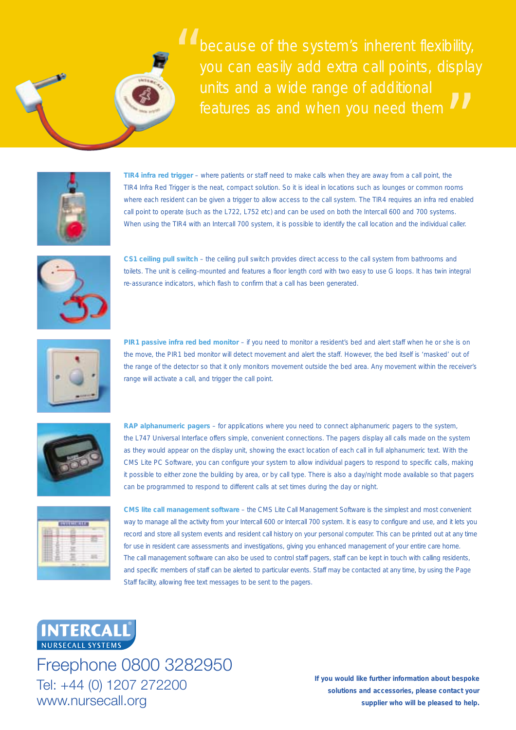> "because of the system's inherent flexibility, you can easily add extra call points, display units and a wide range of additional features as and when you need them"

**TIR4 infra red trigger** – where patients or staff need to make calls when they are away from a call point, the TIR4 Infra Red Trigger is the neat, compact solution. So it is ideal in locations such as lounges or common rooms where each resident can be given a trigger to allow access to the call system. The TIR4 requires an infra red enabled call point to operate (such as the L722, L752 etc) and can be used on both the Intercall 600 and 700 systems. When using the TIR4 with an Intercall 700 system, it is possible to identify the call location and the individual caller.

**CS1 ceiling pull switch** – the ceiling pull switch provides direct access to the call system from bathrooms and toilets. The unit is ceiling-mounted and features a floor length cord with two easy to use G loops. It has twin integral re-assurance indicators, which flash to confirm that a call has been generated.

**PIR1 passive infra red bed monitor** – if you need to monitor a resident's bed and alert staff when he or she is on the move, the PIR1 bed monitor will detect movement and alert the staff. However, the bed itself is 'masked' out of the range of the detector so that it only monitors movement outside the bed area. Any movement within the receiver's range will activate a call, and trigger the call point.

**RAP alphanumeric pagers** – for applications where you need to connect alphanumeric pagers to the system, the L747 Universal Interface offers simple, convenient connections. The pagers display all calls made on the system as they would appear on the display unit, showing the exact location of each call in full alphanumeric text. With the CMS Lite PC Software, you can configure your system to allow individual pagers to respond to specific calls, making it possible to either zone the building by area, or by call type. There is also a day/night mode available so that pagers can be programmed to respond to different calls at set times during the day or night.

**CMS lite call management software** – the CMS Lite Call Management Software is the simplest and most convenient way to manage all the activity from your Intercall 600 or Intercall 700 system. It is easy to configure and use, and it lets you record and store all system events and resident call history on your personal computer. This can be printed out at any time for use in resident care assessments and investigations, giving you enhanced management of your entire care home. The call management software can also be used to control staff pagers, staff can be kept in touch with calling residents, and specific members of staff can be alerted to particular events. Staff may be contacted at any time, by using the Page Staff facility, allowing free text messages to be sent to the pagers.

**INTERCALL®**
NURSECALL SYSTEMS

Freephone 0800 3282950
Tel: +44 (0) 1207 272200
www.nursecall.org

**If you would like further information about bespoke solutions and accessories, please contact your supplier who will be pleased to help.**